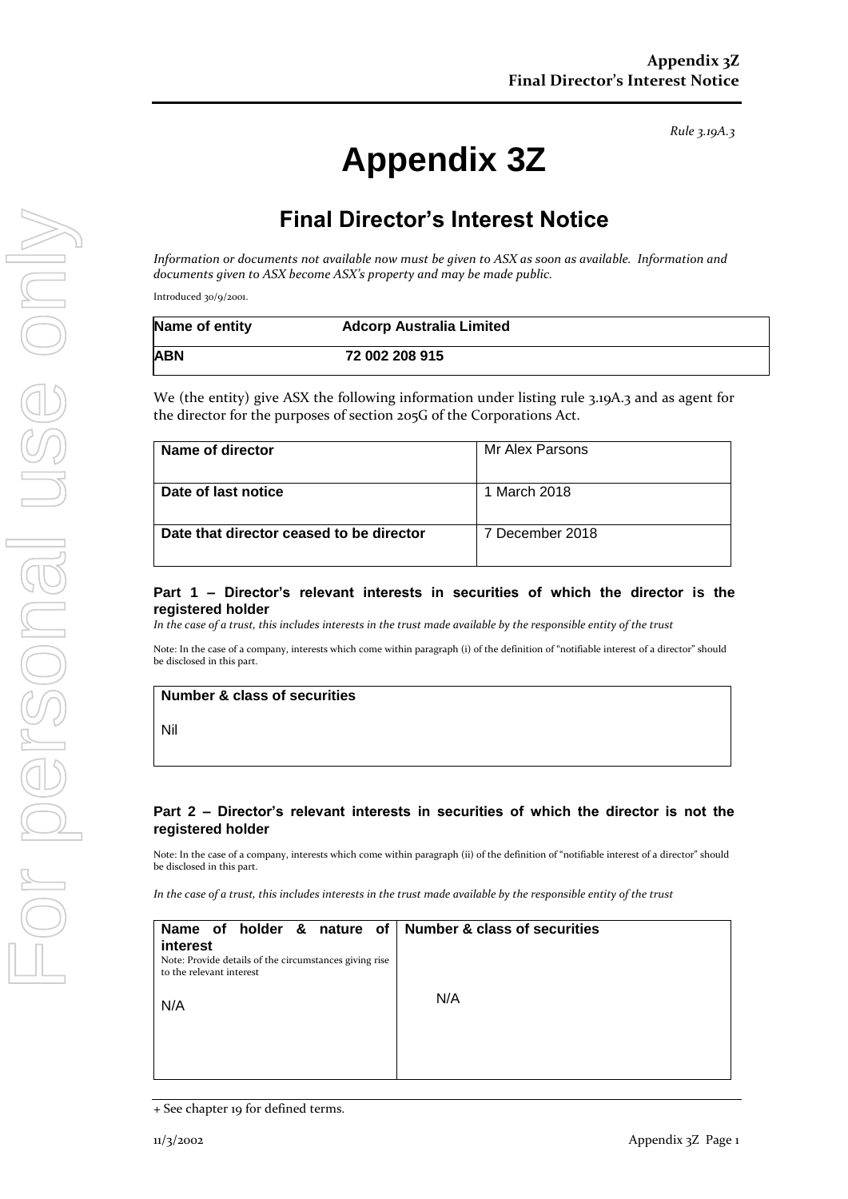*Rule 3.19A.3*

# Appendix 3Z

## Final Director's Interest Notice

*Information or documents not available now must be given to ASX as soon as available. Information and documents given to ASX become ASX's property and may be made public.*

Introduced 30/9/2001.

| **Name of entity** | **Adcorp Australia Limited** |
|---|---|
| **ABN** | **72 002 208 915** |

We (the entity) give ASX the following information under listing rule 3.19A.3 and as agent for the director for the purposes of section 205G of the Corporations Act.

| **Name of director** | Mr Alex Parsons |
|---|---|
| **Date of last notice** | 1 March 2018 |
| **Date that director ceased to be director** | 7 December 2018 |

### Part 1 – Director's relevant interests in securities of which the director is the registered holder

*In the case of a trust, this includes interests in the trust made available by the responsible entity of the trust*

Note: In the case of a company, interests which come within paragraph (i) of the definition of "notifiable interest of a director" should be disclosed in this part.

| **Number & class of securities** |
|---|
| Nil |

### Part 2 – Director's relevant interests in securities of which the director is not the registered holder

Note: In the case of a company, interests which come within paragraph (ii) of the definition of "notifiable interest of a director" should be disclosed in this part.

*In the case of a trust, this includes interests in the trust made available by the responsible entity of the trust*

| **Name of holder & nature of interest**<br>Note: Provide details of the circumstances giving rise to the relevant interest | **Number & class of securities** |
|---|---|
| N/A | N/A |

+ See chapter 19 for defined terms.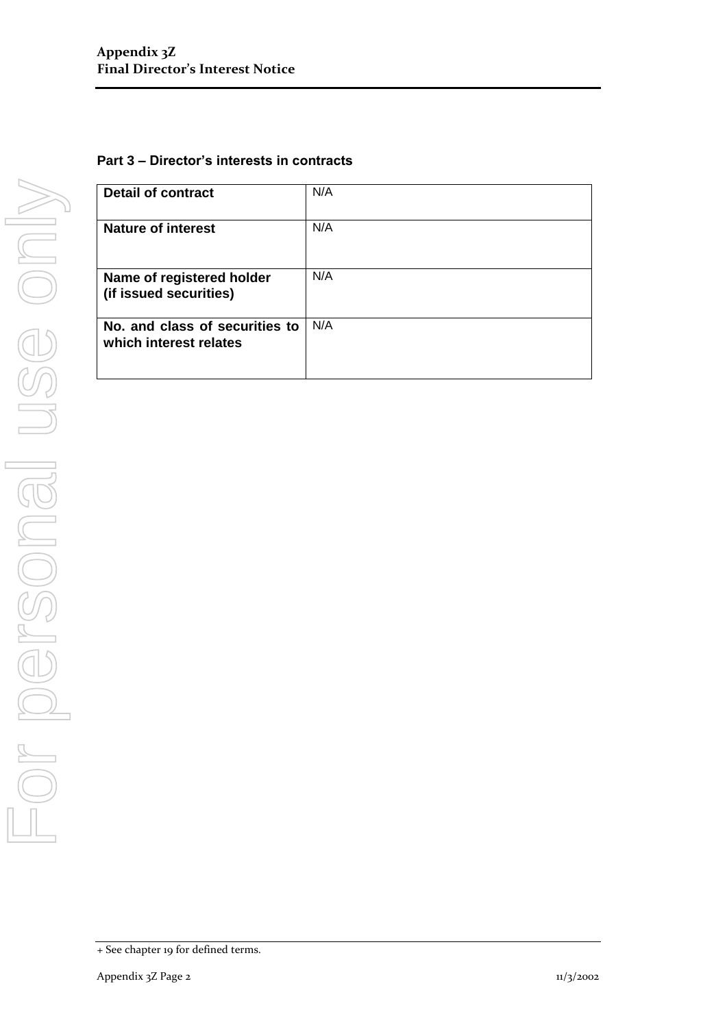## Part 3 – Director's interests in contracts

| | |
|---|---|
| **Detail of contract** | N/A |
| **Nature of interest** | N/A |
| **Name of registered holder (if issued securities)** | N/A |
| **No. and class of securities to which interest relates** | N/A |

+ See chapter 19 for defined terms.